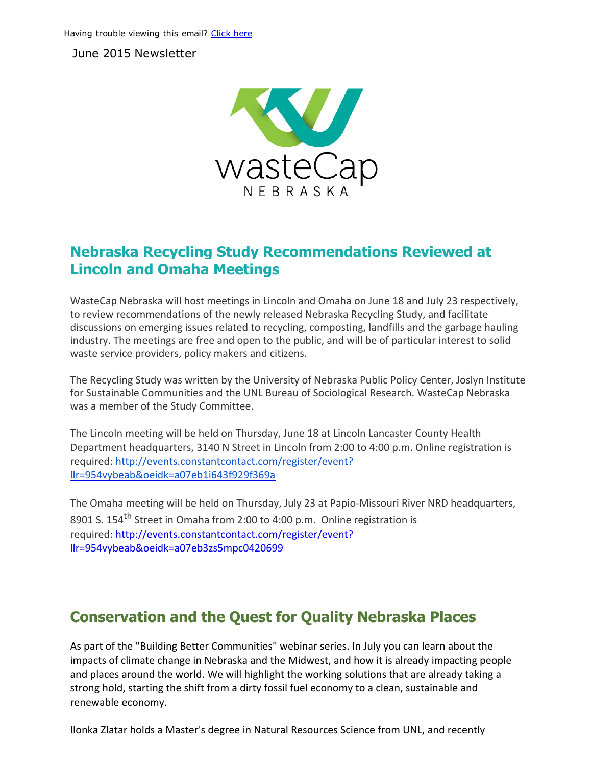Having trouble viewing this email? [Click here](#)

June 2015 Newsletter

wasteCap
NEBRASKA

## Nebraska Recycling Study Recommendations Reviewed at Lincoln and Omaha Meetings

WasteCap Nebraska will host meetings in Lincoln and Omaha on June 18 and July 23 respectively, to review recommendations of the newly released Nebraska Recycling Study, and facilitate discussions on emerging issues related to recycling, composting, landfills and the garbage hauling industry. The meetings are free and open to the public, and will be of particular interest to solid waste service providers, policy makers and citizens.

The Recycling Study was written by the University of Nebraska Public Policy Center, Joslyn Institute for Sustainable Communities and the UNL Bureau of Sociological Research. WasteCap Nebraska was a member of the Study Committee.

The Lincoln meeting will be held on Thursday, June 18 at Lincoln Lancaster County Health Department headquarters, 3140 N Street in Lincoln from 2:00 to 4:00 p.m. Online registration is required: [http://events.constantcontact.com/register/event?llr=954vybeab&oeidk=a07eb1i643f929f369a](http://events.constantcontact.com/register/event?llr=954vybeab&oeidk=a07eb1i643f929f369a)

The Omaha meeting will be held on Thursday, July 23 at Papio-Missouri River NRD headquarters, 8901 S. 154th Street in Omaha from 2:00 to 4:00 p.m. Online registration is required: [http://events.constantcontact.com/register/event?llr=954vybeab&oeidk=a07eb3zs5mpc0420699](http://events.constantcontact.com/register/event?llr=954vybeab&oeidk=a07eb3zs5mpc0420699)

## Conservation and the Quest for Quality Nebraska Places

As part of the "Building Better Communities" webinar series. In July you can learn about the impacts of climate change in Nebraska and the Midwest, and how it is already impacting people and places around the world. We will highlight the working solutions that are already taking a strong hold, starting the shift from a dirty fossil fuel economy to a clean, sustainable and renewable economy.

Ilonka Zlatar holds a Master's degree in Natural Resources Science from UNL, and recently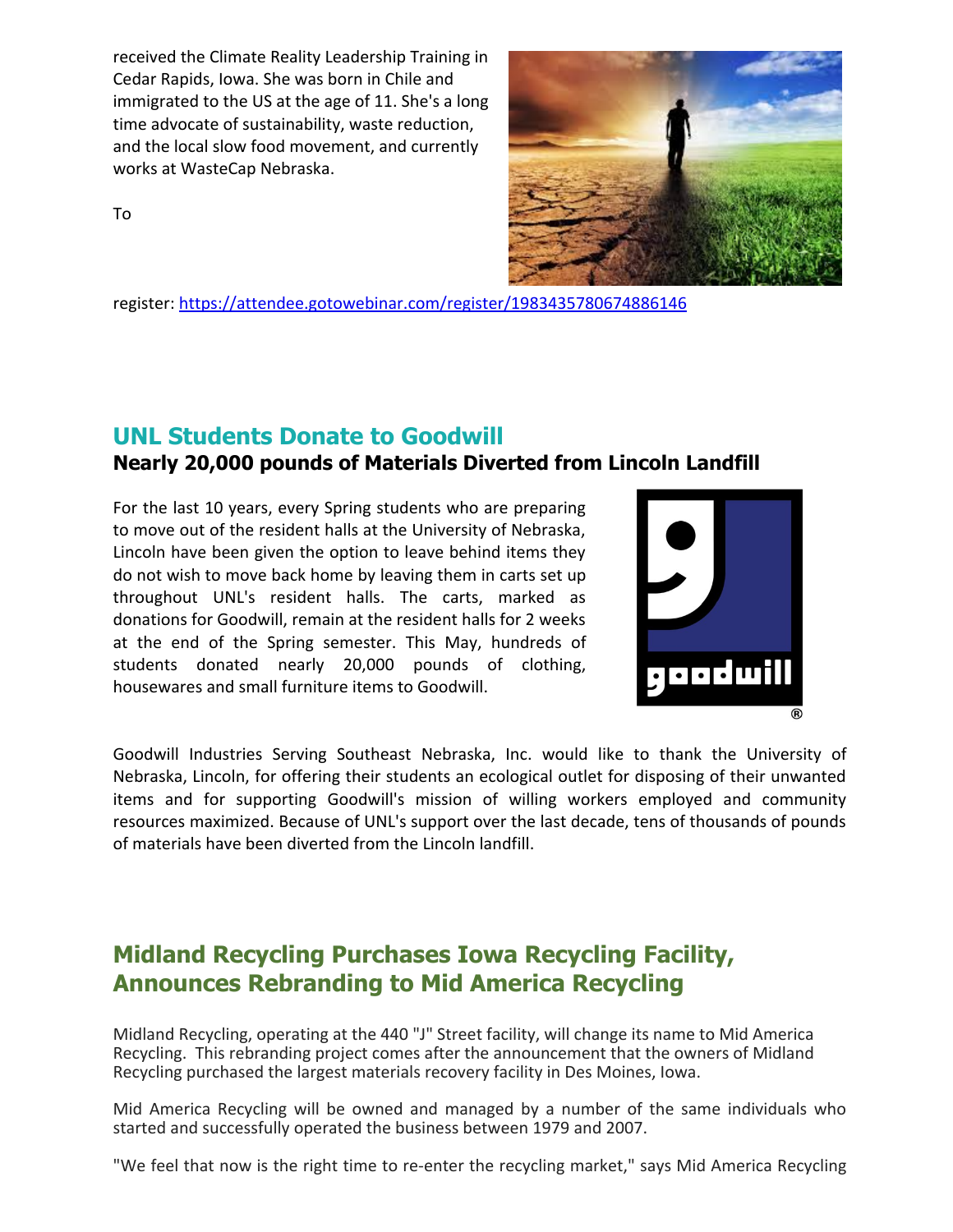received the Climate Reality Leadership Training in Cedar Rapids, Iowa. She was born in Chile and immigrated to the US at the age of 11. She's a long time advocate of sustainability, waste reduction, and the local slow food movement, and currently works at WasteCap Nebraska.

To register: https://attendee.gotowebinar.com/register/1983435780674886146

## UNL Students Donate to Goodwill

### Nearly 20,000 pounds of Materials Diverted from Lincoln Landfill

For the last 10 years, every Spring students who are preparing to move out of the resident halls at the University of Nebraska, Lincoln have been given the option to leave behind items they do not wish to move back home by leaving them in carts set up throughout UNL's resident halls. The carts, marked as donations for Goodwill, remain at the resident halls for 2 weeks at the end of the Spring semester. This May, hundreds of students donated nearly 20,000 pounds of clothing, housewares and small furniture items to Goodwill.

Goodwill Industries Serving Southeast Nebraska, Inc. would like to thank the University of Nebraska, Lincoln, for offering their students an ecological outlet for disposing of their unwanted items and for supporting Goodwill's mission of willing workers employed and community resources maximized. Because of UNL's support over the last decade, tens of thousands of pounds of materials have been diverted from the Lincoln landfill.

## Midland Recycling Purchases Iowa Recycling Facility, Announces Rebranding to Mid America Recycling

Midland Recycling, operating at the 440 "J" Street facility, will change its name to Mid America Recycling. This rebranding project comes after the announcement that the owners of Midland Recycling purchased the largest materials recovery facility in Des Moines, Iowa.

Mid America Recycling will be owned and managed by a number of the same individuals who started and successfully operated the business between 1979 and 2007.

"We feel that now is the right time to re-enter the recycling market," says Mid America Recycling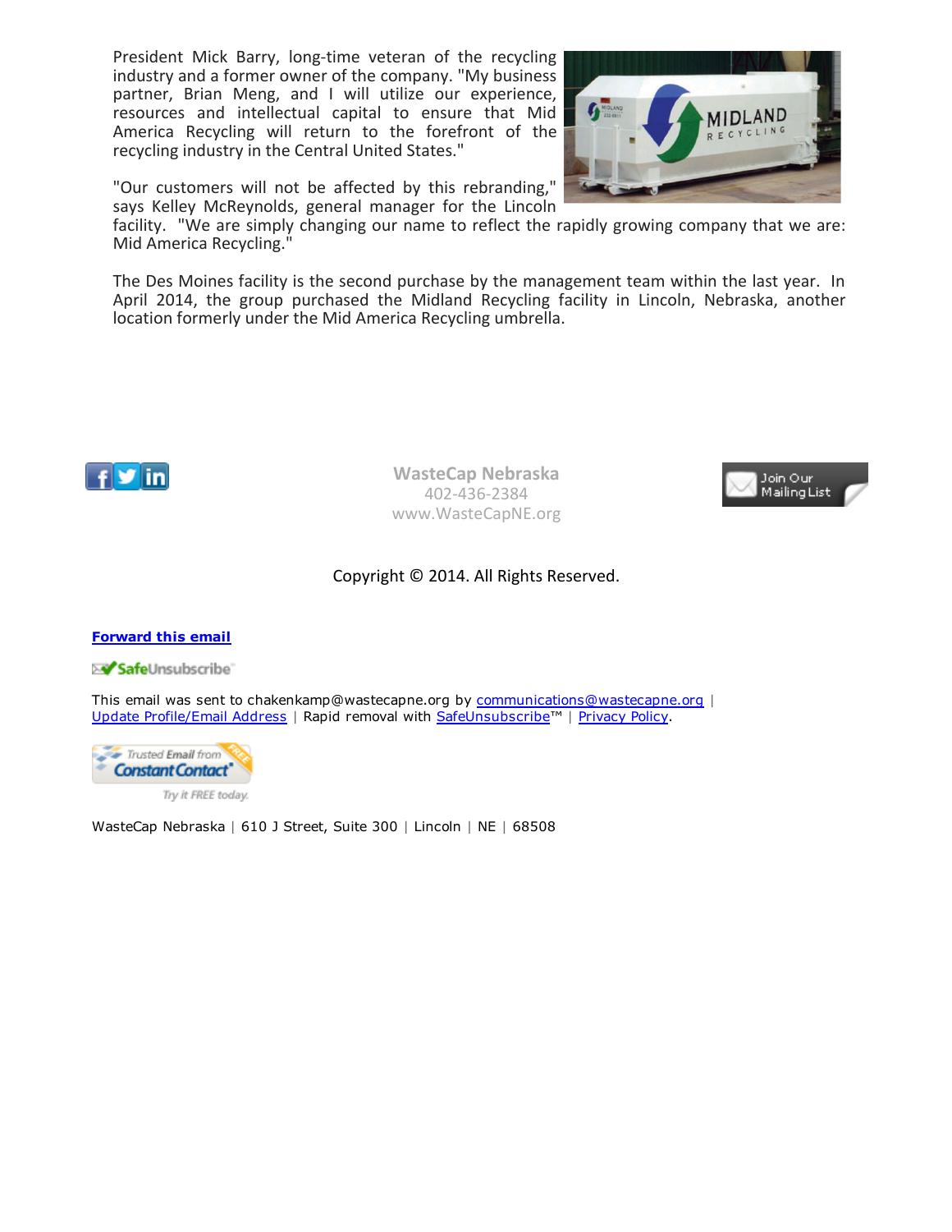President Mick Barry, long-time veteran of the recycling industry and a former owner of the company. "My business partner, Brian Meng, and I will utilize our experience, resources and intellectual capital to ensure that Mid America Recycling will return to the forefront of the recycling industry in the Central United States."

"Our customers will not be affected by this rebranding," says Kelley McReynolds, general manager for the Lincoln facility. "We are simply changing our name to reflect the rapidly growing company that we are: Mid America Recycling."

The Des Moines facility is the second purchase by the management team within the last year. In April 2014, the group purchased the Midland Recycling facility in Lincoln, Nebraska, another location formerly under the Mid America Recycling umbrella.

**WasteCap Nebraska**
402-436-2384
www.WasteCapNE.org

Join Our Mailing List

Copyright © 2014. All Rights Reserved.

**Forward this email**

SafeUnsubscribe

This email was sent to chakenkamp@wastecapne.org by communications@wastecapne.org | Update Profile/Email Address | Rapid removal with SafeUnsubscribe™ | Privacy Policy.

Trusted Email from Constant Contact
Try it FREE today.

WasteCap Nebraska | 610 J Street, Suite 300 | Lincoln | NE | 68508